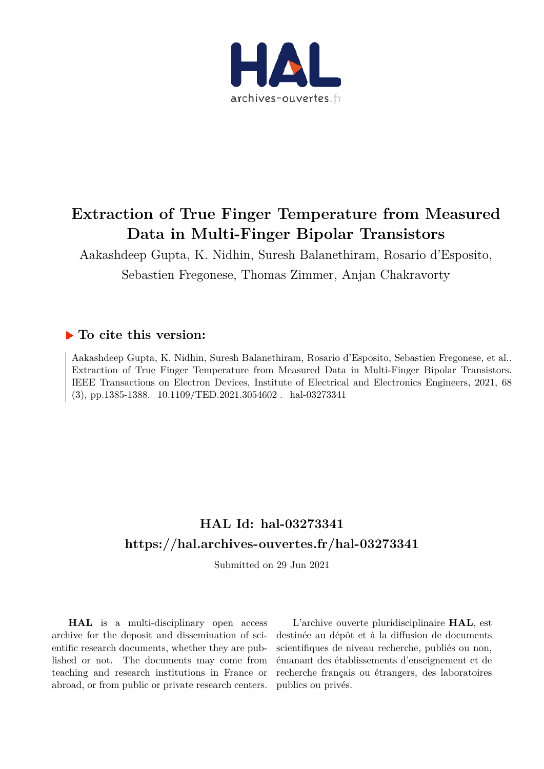# Extraction of True Finger Temperature from Measured Data in Multi-Finger Bipolar Transistors

Aakashdeep Gupta, K. Nidhin, Suresh Balanethiram, Rosario d'Esposito, Sebastien Fregonese, Thomas Zimmer, Anjan Chakravorty

## To cite this version:

Aakashdeep Gupta, K. Nidhin, Suresh Balanethiram, Rosario d'Esposito, Sebastien Fregonese, et al.. Extraction of True Finger Temperature from Measured Data in Multi-Finger Bipolar Transistors. IEEE Transactions on Electron Devices, Institute of Electrical and Electronics Engineers, 2021, 68 (3), pp.1385-1388. 10.1109/TED.2021.3054602 . hal-03273341

## HAL Id: hal-03273341

## https://hal.archives-ouvertes.fr/hal-03273341

Submitted on 29 Jun 2021

**HAL** is a multi-disciplinary open access archive for the deposit and dissemination of scientific research documents, whether they are published or not. The documents may come from teaching and research institutions in France or abroad, or from public or private research centers.

L'archive ouverte pluridisciplinaire **HAL**, est destinée au dépôt et à la diffusion de documents scientifiques de niveau recherche, publiés ou non, émanant des établissements d'enseignement et de recherche français ou étrangers, des laboratoires publics ou privés.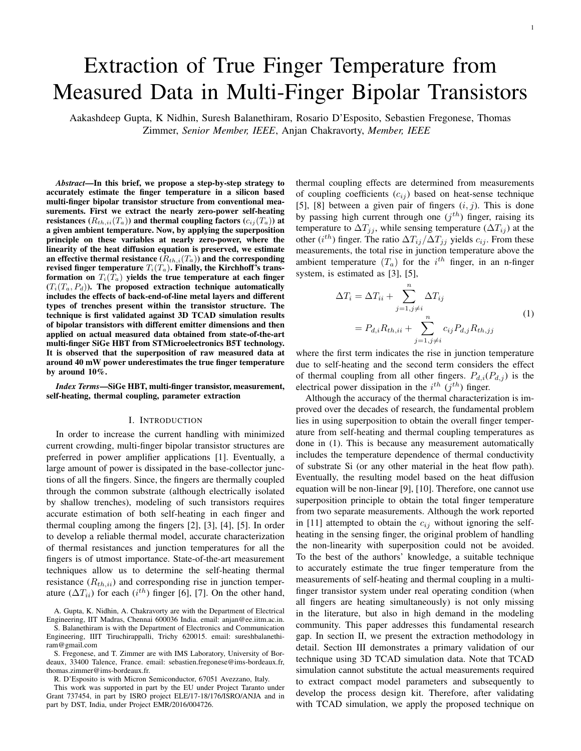# Extraction of True Finger Temperature from Measured Data in Multi-Finger Bipolar Transistors

Aakashdeep Gupta, K Nidhin, Suresh Balanethiram, Rosario D'Esposito, Sebastien Fregonese, Thomas Zimmer, *Senior Member, IEEE*, Anjan Chakravorty, *Member, IEEE*

***Abstract*—In this brief, we propose a step-by-step strategy to accurately estimate the finger temperature in a silicon based multi-finger bipolar transistor structure from conventional measurements. First we extract the nearly zero-power self-heating resistances ($R_{th,ii}(T_a)$) and thermal coupling factors ($c_{ij}(T_a)$) at a given ambient temperature. Now, by applying the superposition principle on these variables at nearly zero-power, where the linearity of the heat diffusion equation is preserved, we estimate an effective thermal resistance ($R_{th,i}(T_a)$) and the corresponding revised finger temperature $T_i(T_a)$. Finally, the Kirchhoff's transformation on $T_i(T_a)$ yields the true temperature at each finger ($T_i(T_a, P_d)$). The proposed extraction technique automatically includes the effects of back-end-of-line metal layers and different types of trenches present within the transistor structure. The technique is first validated against 3D TCAD simulation results of bipolar transistors with different emitter dimensions and then applied on actual measured data obtained from state-of-the-art multi-finger SiGe HBT from STMicroelectronics B5T technology. It is observed that the superposition of raw measured data at around 40 mW power underestimates the true finger temperature by around 10%.**

***Index Terms*—SiGe HBT, multi-finger transistor, measurement, self-heating, thermal coupling, parameter extraction**

## I. Introduction

In order to increase the current handling with minimized current crowding, multi-finger bipolar transistor structures are preferred in power amplifier applications [1]. Eventually, a large amount of power is dissipated in the base-collector junctions of all the fingers. Since, the fingers are thermally coupled through the common substrate (although electrically isolated by shallow trenches), modeling of such transistors requires accurate estimation of both self-heating in each finger and thermal coupling among the fingers [2], [3], [4], [5]. In order to develop a reliable thermal model, accurate characterization of thermal resistances and junction temperatures for all the fingers is of utmost importance. State-of-the-art measurement techniques allow us to determine the self-heating thermal resistance ($R_{th,ii}$) and corresponding rise in junction temperature ($\Delta T_{ii}$) for each ($i^{th}$) finger [6], [7]. On the other hand, thermal coupling effects are determined from measurements of coupling coefficients ($c_{ij}$) based on heat-sense technique [5], [8] between a given pair of fingers ($i, j$). This is done by passing high current through one ($j^{th}$) finger, raising its temperature to $\Delta T_{jj}$, while sensing temperature ($\Delta T_{ij}$) at the other ($i^{th}$) finger. The ratio $\Delta T_{ij}/\Delta T_{jj}$ yields $c_{ij}$. From these measurements, the total rise in junction temperature above the ambient temperature ($T_a$) for the $i^{th}$ finger, in an n-finger system, is estimated as [3], [5],

$$\begin{aligned} \Delta T_i &= \Delta T_{ii} + \sum_{j=1, j\neq i}^{n} \Delta T_{ij} \\ &= P_{d,i} R_{th,ii} + \sum_{j=1, j\neq i}^{n} c_{ij} P_{d,j} R_{th,jj} \end{aligned} \tag{1}$$

where the first term indicates the rise in junction temperature due to self-heating and the second term considers the effect of thermal coupling from all other fingers. $P_{d,i}(P_{d,j})$ is the electrical power dissipation in the $i^{th}$ ($j^{th}$) finger.

Although the accuracy of the thermal characterization is improved over the decades of research, the fundamental problem lies in using superposition to obtain the overall finger temperature from self-heating and thermal coupling temperatures as done in (1). This is because any measurement automatically includes the temperature dependence of thermal conductivity of substrate Si (or any other material in the heat flow path). Eventually, the resulting model based on the heat diffusion equation will be non-linear [9], [10]. Therefore, one cannot use superposition principle to obtain the total finger temperature from two separate measurements. Although the work reported in [11] attempted to obtain the $c_{ij}$ without ignoring the self-heating in the sensing finger, the original problem of handling the non-linearity with superposition could not be avoided. To the best of the authors' knowledge, a suitable technique to accurately estimate the true finger temperature from the measurements of self-heating and thermal coupling in a multi-finger transistor system under real operating condition (when all fingers are heating simultaneously) is not only missing in the literature, but also in high demand in the modeling community. This paper addresses this fundamental research gap. In section II, we present the extraction methodology in detail. Section III demonstrates a primary validation of our technique using 3D TCAD simulation data. Note that TCAD simulation cannot substitute the actual measurements required to extract compact model parameters and subsequently to develop the process design kit. Therefore, after validating with TCAD simulation, we apply the proposed technique on

A. Gupta, K. Nidhin, A. Chakravorty are with the Department of Electrical Engineering, IIT Madras, Chennai 600036 India. email: anjan@ee.iitm.ac.in.

S. Balanethiram is with the Department of Electronics and Communication Engineering, IIIT Tiruchirappalli, Trichy 620015. email: sureshbalanethiram@gmail.com

S. Fregonese, and T. Zimmer are with IMS Laboratory, University of Bordeaux, 33400 Talence, France. email: sebastien.fregonese@ims-bordeaux.fr, thomas.zimmer@ims-bordeaux.fr.

R. D'Esposito is with Micron Semiconductor, 67051 Avezzano, Italy.

This work was supported in part by the EU under Project Taranto under Grant 737454, in part by ISRO project ELE/17-18/176/ISRO/ANJA and in part by DST, India, under Project EMR/2016/004726.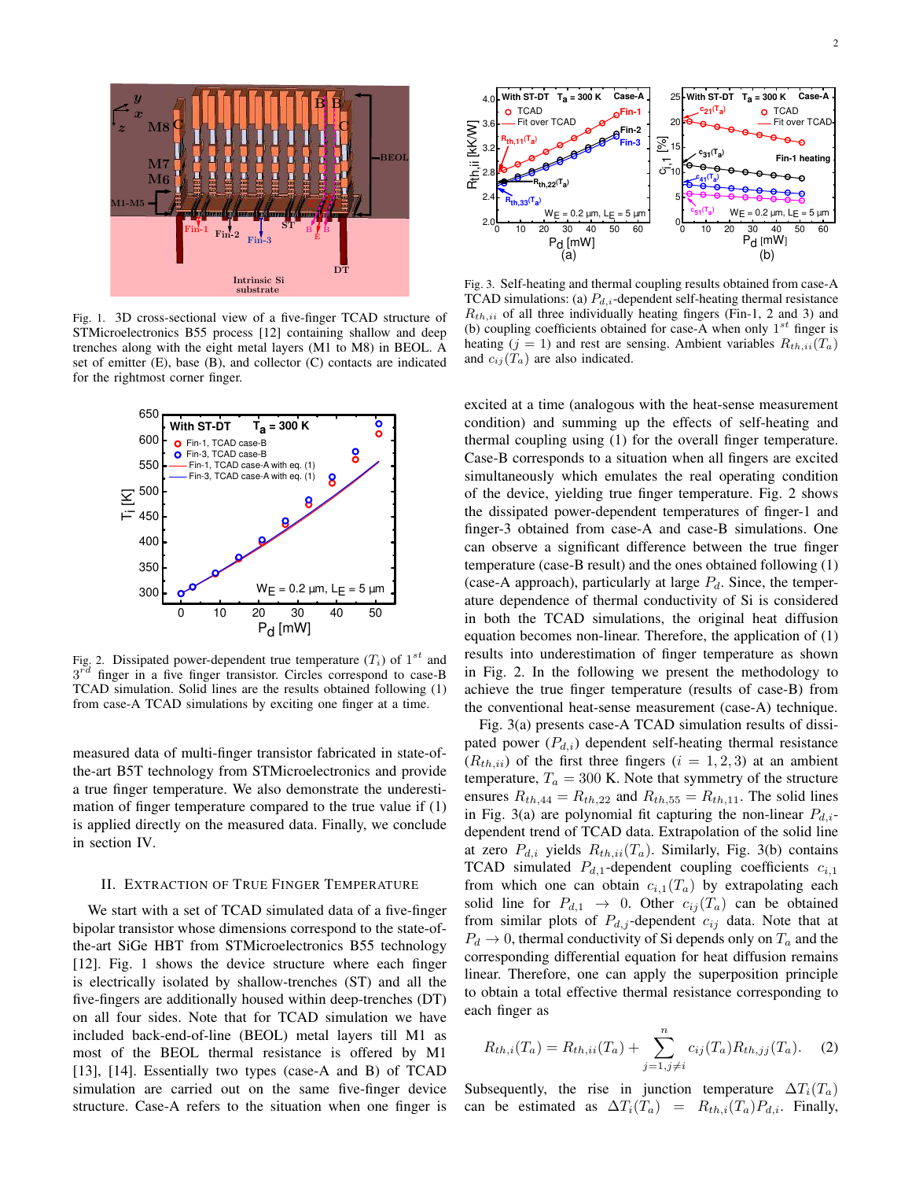Fig. 1. 3D cross-sectional view of a five-finger TCAD structure of STMicroelectronics B55 process [12] containing shallow and deep trenches along with the eight metal layers (M1 to M8) in BEOL. A set of emitter (E), base (B), and collector (C) contacts are indicated for the rightmost corner finger.

Fig. 2. Dissipated power-dependent true temperature ($T_i$) of $1^{st}$ and $3^{rd}$ finger in a five finger transistor. Circles correspond to case-B TCAD simulation. Solid lines are the results obtained following (1) from case-A TCAD simulations by exciting one finger at a time.

measured data of multi-finger transistor fabricated in state-of-the-art B5T technology from STMicroelectronics and provide a true finger temperature. We also demonstrate the underestimation of finger temperature compared to the true value if (1) is applied directly on the measured data. Finally, we conclude in section IV.

## II. Extraction of True Finger Temperature

We start with a set of TCAD simulated data of a five-finger bipolar transistor whose dimensions correspond to the state-of-the-art SiGe HBT from STMicroelectronics B55 technology [12]. Fig. 1 shows the device structure where each finger is electrically isolated by shallow-trenches (ST) and all the five-fingers are additionally housed within deep-trenches (DT) on all four sides. Note that for TCAD simulation we have included back-end-of-line (BEOL) metal layers till M1 as most of the BEOL thermal resistance is offered by M1 [13], [14]. Essentially two types (case-A and B) of TCAD simulation are carried out on the same five-finger device structure. Case-A refers to the situation when one finger is excited at a time (analogous with the heat-sense measurement condition) and summing up the effects of self-heating and thermal coupling using (1) for the overall finger temperature. Case-B corresponds to a situation when all fingers are excited simultaneously which emulates the real operating condition of the device, yielding true finger temperature. Fig. 2 shows the dissipated power-dependent temperatures of finger-1 and finger-3 obtained from case-A and case-B simulations. One can observe a significant difference between the true finger temperature (case-B result) and the ones obtained following (1) (case-A approach), particularly at large $P_d$. Since, the temperature dependence of thermal conductivity of Si is considered in both the TCAD simulations, the original heat diffusion equation becomes non-linear. Therefore, the application of (1) results into underestimation of finger temperature as shown in Fig. 2. In the following we present the methodology to achieve the true finger temperature (results of case-B) from the conventional heat-sense measurement (case-A) technique.

Fig. 3. Self-heating and thermal coupling results obtained from case-A TCAD simulations: (a) $P_{d,i}$-dependent self-heating thermal resistance $R_{th,ii}$ of all three individually heating fingers (Fin-1, 2 and 3) and (b) coupling coefficients obtained for case-A when only $1^{st}$ finger is heating ($j = 1$) and rest are sensing. Ambient variables $R_{th,ii}(T_a)$ and $c_{ij}(T_a)$ are also indicated.

Fig. 3(a) presents case-A TCAD simulation results of dissipated power ($P_{d,i}$) dependent self-heating thermal resistance ($R_{th,ii}$) of the first three fingers ($i = 1, 2, 3$) at an ambient temperature, $T_a = 300$ K. Note that symmetry of the structure ensures $R_{th,44} = R_{th,22}$ and $R_{th,55} = R_{th,11}$. The solid lines in Fig. 3(a) are polynomial fit capturing the non-linear $P_{d,i}$-dependent trend of TCAD data. Extrapolation of the solid line at zero $P_{d,i}$ yields $R_{th,ii}(T_a)$. Similarly, Fig. 3(b) contains TCAD simulated $P_{d,1}$-dependent coupling coefficients $c_{i,1}$ from which one can obtain $c_{i,1}(T_a)$ by extrapolating each solid line for $P_{d,1} \rightarrow 0$. Other $c_{ij}(T_a)$ can be obtained from similar plots of $P_{d,j}$-dependent $c_{ij}$ data. Note that at $P_d \rightarrow 0$, thermal conductivity of Si depends only on $T_a$ and the corresponding differential equation for heat diffusion remains linear. Therefore, one can apply the superposition principle to obtain a total effective thermal resistance corresponding to each finger as

$$R_{th,i}(T_a) = R_{th,ii}(T_a) + \sum_{j=1, j \neq i}^{n} c_{ij}(T_a) R_{th,jj}(T_a). \quad (2)$$

Subsequently, the rise in junction temperature $\Delta T_i(T_a)$ can be estimated as $\Delta T_i(T_a) = R_{th,i}(T_a) P_{d,i}$. Finally,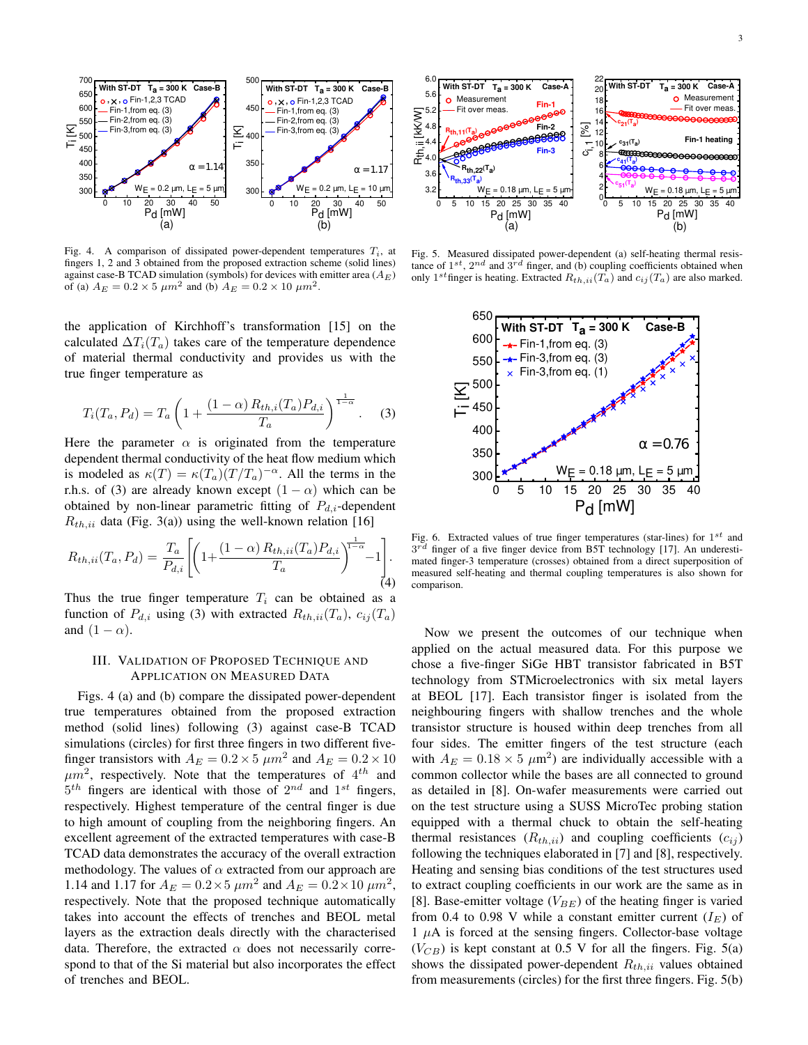Fig. 4. A comparison of dissipated power-dependent temperatures $T_i$, at fingers 1, 2 and 3 obtained from the proposed extraction scheme (solid lines) against case-B TCAD simulation (symbols) for devices with emitter area ($A_E$) of (a) $A_E = 0.2 \times 5\ \mu m^2$ and (b) $A_E = 0.2 \times 10\ \mu m^2$.

Fig. 5. Measured dissipated power-dependent (a) self-heating thermal resistance of $1^{st}$, $2^{nd}$ and $3^{rd}$ finger, and (b) coupling coefficients obtained when only $1^{st}$finger is heating. Extracted $R_{th,ii}(T_a)$ and $c_{ij}(T_a)$ are also marked.

the application of Kirchhoff's transformation [15] on the calculated $\Delta T_i(T_a)$ takes care of the temperature dependence of material thermal conductivity and provides us with the true finger temperature as

$$T_i(T_a, P_d) = T_a\left(1 + \frac{(1-\alpha)\, R_{th,i}(T_a) P_{d,i}}{T_a}\right)^{\frac{1}{1-\alpha}}. \quad (3)$$

Here the parameter $\alpha$ is originated from the temperature dependent thermal conductivity of the heat flow medium which is modeled as $\kappa(T) = \kappa(T_a)(T/T_a)^{-\alpha}$. All the terms in the r.h.s. of (3) are already known except $(1-\alpha)$ which can be obtained by non-linear parametric fitting of $P_{d,i}$-dependent $R_{th,ii}$ data (Fig. 3(a)) using the well-known relation [16]

$$R_{th,ii}(T_a, P_d) = \frac{T_a}{P_{d,i}}\left[\left(1 + \frac{(1-\alpha)\, R_{th,ii}(T_a) P_{d,i}}{T_a}\right)^{\frac{1}{1-\alpha}} - 1\right]. \quad (4)$$

Thus the true finger temperature $T_i$ can be obtained as a function of $P_{d,i}$ using (3) with extracted $R_{th,ii}(T_a)$, $c_{ij}(T_a)$ and $(1-\alpha)$.

## III. Validation of Proposed Technique and Application on Measured Data

Figs. 4 (a) and (b) compare the dissipated power-dependent true temperatures obtained from the proposed extraction method (solid lines) following (3) against case-B TCAD simulations (circles) for first three fingers in two different five-finger transistors with $A_E = 0.2 \times 5\ \mu m^2$ and $A_E = 0.2 \times 10\ \mu m^2$, respectively. Note that the temperatures of $4^{th}$ and $5^{th}$ fingers are identical with those of $2^{nd}$ and $1^{st}$ fingers, respectively. Highest temperature of the central finger is due to high amount of coupling from the neighboring fingers. An excellent agreement of the extracted temperatures with case-B TCAD data demonstrates the accuracy of the overall extraction methodology. The values of $\alpha$ extracted from our approach are 1.14 and 1.17 for $A_E = 0.2 \times 5\ \mu m^2$ and $A_E = 0.2 \times 10\ \mu m^2$, respectively. Note that the proposed technique automatically takes into account the effects of trenches and BEOL metal layers as the extraction deals directly with the characterised data. Therefore, the extracted $\alpha$ does not necessarily correspond to that of the Si material but also incorporates the effect of trenches and BEOL.

Fig. 6. Extracted values of true finger temperatures (star-lines) for $1^{st}$ and $3^{rd}$ finger of a five finger device from B5T technology [17]. An underestimated finger-3 temperature (crosses) obtained from a direct superposition of measured self-heating and thermal coupling temperatures is also shown for comparison.

Now we present the outcomes of our technique when applied on the actual measured data. For this purpose we chose a five-finger SiGe HBT transistor fabricated in B5T technology from STMicroelectronics with six metal layers at BEOL [17]. Each transistor finger is isolated from the neighbouring fingers with shallow trenches and the whole transistor structure is housed within deep trenches from all four sides. The emitter fingers of the test structure (each with $A_E = 0.18 \times 5\ \mu m^2$) are individually accessible with a common collector while the bases are all connected to ground as detailed in [8]. On-wafer measurements were carried out on the test structure using a SUSS MicroTec probing station equipped with a thermal chuck to obtain the self-heating thermal resistances ($R_{th,ii}$) and coupling coefficients ($c_{ij}$) following the techniques elaborated in [7] and [8], respectively. Heating and sensing bias conditions of the test structures used to extract coupling coefficients in our work are the same as in [8]. Base-emitter voltage ($V_{BE}$) of the heating finger is varied from 0.4 to 0.98 V while a constant emitter current ($I_E$) of 1 $\mu$A is forced at the sensing fingers. Collector-base voltage ($V_{CB}$) is kept constant at 0.5 V for all the fingers. Fig. 5(a) shows the dissipated power-dependent $R_{th,ii}$ values obtained from measurements (circles) for the first three fingers. Fig. 5(b)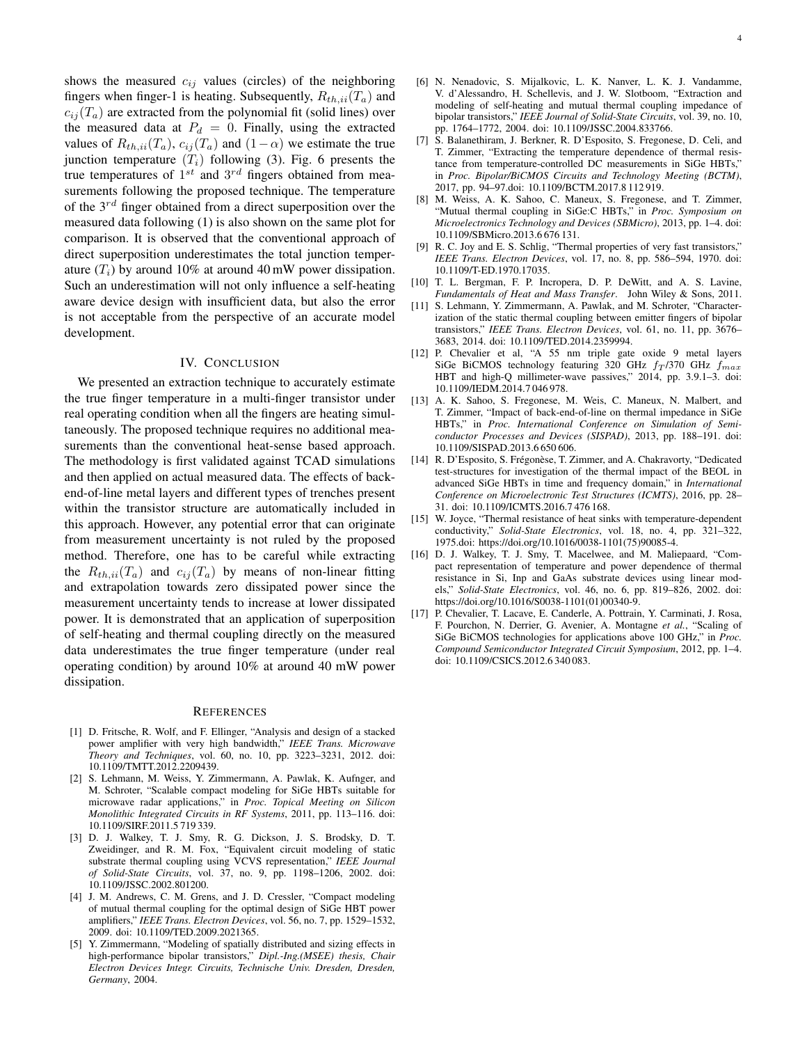shows the measured $c_{ij}$ values (circles) of the neighboring fingers when finger-1 is heating. Subsequently, $R_{th,ii}(T_a)$ and $c_{ij}(T_a)$ are extracted from the polynomial fit (solid lines) over the measured data at $P_d = 0$. Finally, using the extracted values of $R_{th,ii}(T_a)$, $c_{ij}(T_a)$ and $(1-\alpha)$ we estimate the true junction temperature $(T_i)$ following (3). Fig. 6 presents the true temperatures of $1^{st}$ and $3^{rd}$ fingers obtained from measurements following the proposed technique. The temperature of the $3^{rd}$ finger obtained from a direct superposition over the measured data following (1) is also shown on the same plot for comparison. It is observed that the conventional approach of direct superposition underestimates the total junction temperature $(T_i)$ by around 10% at around 40 mW power dissipation. Such an underestimation will not only influence a self-heating aware device design with insufficient data, but also the error is not acceptable from the perspective of an accurate model development.

## IV. Conclusion

We presented an extraction technique to accurately estimate the true finger temperature in a multi-finger transistor under real operating condition when all the fingers are heating simultaneously. The proposed technique requires no additional measurements than the conventional heat-sense based approach. The methodology is first validated against TCAD simulations and then applied on actual measured data. The effects of back-end-of-line metal layers and different types of trenches present within the transistor structure are automatically included in this approach. However, any potential error that can originate from measurement uncertainty is not ruled by the proposed method. Therefore, one has to be careful while extracting the $R_{th,ii}(T_a)$ and $c_{ij}(T_a)$ by means of non-linear fitting and extrapolation towards zero dissipated power since the measurement uncertainty tends to increase at lower dissipated power. It is demonstrated that an application of superposition of self-heating and thermal coupling directly on the measured data underestimates the true finger temperature (under real operating condition) by around 10% at around 40 mW power dissipation.

## References

[1] D. Fritsche, R. Wolf, and F. Ellinger, "Analysis and design of a stacked power amplifier with very high bandwidth," *IEEE Trans. Microwave Theory and Techniques*, vol. 60, no. 10, pp. 3223–3231, 2012. doi: 10.1109/TMTT.2012.2209439.

[2] S. Lehmann, M. Weiss, Y. Zimmermann, A. Pawlak, K. Aufinger, and M. Schroter, "Scalable compact modeling for SiGe HBTs suitable for microwave radar applications," in *Proc. Topical Meeting on Silicon Monolithic Integrated Circuits in RF Systems*, 2011, pp. 113–116. doi: 10.1109/SIRF.2011.5 719 339.

[3] D. J. Walkey, T. J. Smy, R. G. Dickson, J. S. Brodsky, D. T. Zweidinger, and R. M. Fox, "Equivalent circuit modeling of static substrate thermal coupling using VCVS representation," *IEEE Journal of Solid-State Circuits*, vol. 37, no. 9, pp. 1198–1206, 2002. doi: 10.1109/JSSC.2002.801200.

[4] J. M. Andrews, C. M. Grens, and J. D. Cressler, "Compact modeling of mutual thermal coupling for the optimal design of SiGe HBT power amplifiers," *IEEE Trans. Electron Devices*, vol. 56, no. 7, pp. 1529–1532, 2009. doi: 10.1109/TED.2009.2021365.

[5] Y. Zimmermann, "Modeling of spatially distributed and sizing effects in high-performance bipolar transistors," *Dipl.-Ing.(MSEE) thesis, Chair Electron Devices Integr. Circuits, Technische Univ. Dresden, Dresden, Germany*, 2004.

[6] N. Nenadovic, S. Mijalkovic, L. K. Nanver, L. K. J. Vandamme, V. d'Alessandro, H. Schellevis, and J. W. Slotboom, "Extraction and modeling of self-heating and mutual thermal coupling impedance of bipolar transistors," *IEEE Journal of Solid-State Circuits*, vol. 39, no. 10, pp. 1764–1772, 2004. doi: 10.1109/JSSC.2004.833766.

[7] S. Balanethiram, J. Berkner, R. D'Esposito, S. Fregonese, D. Celi, and T. Zimmer, "Extracting the temperature dependence of thermal resistance from temperature-controlled DC measurements in SiGe HBTs," in *Proc. Bipolar/BiCMOS Circuits and Technology Meeting (BCTM)*, 2017, pp. 94–97.doi: 10.1109/BCTM.2017.8 112 919.

[8] M. Weiss, A. K. Sahoo, C. Maneux, S. Fregonese, and T. Zimmer, "Mutual thermal coupling in SiGe:C HBTs," in *Proc. Symposium on Microelectronics Technology and Devices (SBMicro)*, 2013, pp. 1–4. doi: 10.1109/SBMicro.2013.6 676 131.

[9] R. C. Joy and E. S. Schlig, "Thermal properties of very fast transistors," *IEEE Trans. Electron Devices*, vol. 17, no. 8, pp. 586–594, 1970. doi: 10.1109/T-ED.1970.17035.

[10] T. L. Bergman, F. P. Incropera, D. P. DeWitt, and A. S. Lavine, *Fundamentals of Heat and Mass Transfer*. John Wiley & Sons, 2011.

[11] S. Lehmann, Y. Zimmermann, A. Pawlak, and M. Schroter, "Characterization of the static thermal coupling between emitter fingers of bipolar transistors," *IEEE Trans. Electron Devices*, vol. 61, no. 11, pp. 3676–3683, 2014. doi: 10.1109/TED.2014.2359994.

[12] P. Chevalier et al, "A 55 nm triple gate oxide 9 metal layers SiGe BiCMOS technology featuring 320 GHz $f_T$/370 GHz $f_{max}$ HBT and high-Q millimeter-wave passives," 2014, pp. 3.9.1–3. doi: 10.1109/IEDM.2014.7 046 978.

[13] A. K. Sahoo, S. Fregonese, M. Weis, C. Maneux, N. Malbert, and T. Zimmer, "Impact of back-end-of-line on thermal impedance in SiGe HBTs," in *Proc. International Conference on Simulation of Semiconductor Processes and Devices (SISPAD)*, 2013, pp. 188–191. doi: 10.1109/SISPAD.2013.6 650 606.

[14] R. D'Esposito, S. Frégonèse, T. Zimmer, and A. Chakravorty, "Dedicated test-structures for investigation of the thermal impact of the BEOL in advanced SiGe HBTs in time and frequency domain," in *International Conference on Microelectronic Test Structures (ICMTS)*, 2016, pp. 28–31. doi: 10.1109/ICMTS.2016.7 476 168.

[15] W. Joyce, "Thermal resistance of heat sinks with temperature-dependent conductivity," *Solid-State Electronics*, vol. 18, no. 4, pp. 321–322, 1975.doi: https://doi.org/10.1016/0038-1101(75)90085-4.

[16] D. J. Walkey, T. J. Smy, T. Macelwee, and M. Maliepaard, "Compact representation of temperature and power dependence of thermal resistance in Si, Inp and GaAs substrate devices using linear models," *Solid-State Electronics*, vol. 46, no. 6, pp. 819–826, 2002. doi: https://doi.org/10.1016/S0038-1101(01)00340-9.

[17] P. Chevalier, T. Lacave, E. Canderle, A. Pottrain, Y. Carminati, J. Rosa, F. Pourchon, N. Derrier, G. Avenier, A. Montagne *et al.*, "Scaling of SiGe BiCMOS technologies for applications above 100 GHz," in *Proc. Compound Semiconductor Integrated Circuit Symposium*, 2012, pp. 1–4. doi: 10.1109/CSICS.2012.6 340 083.